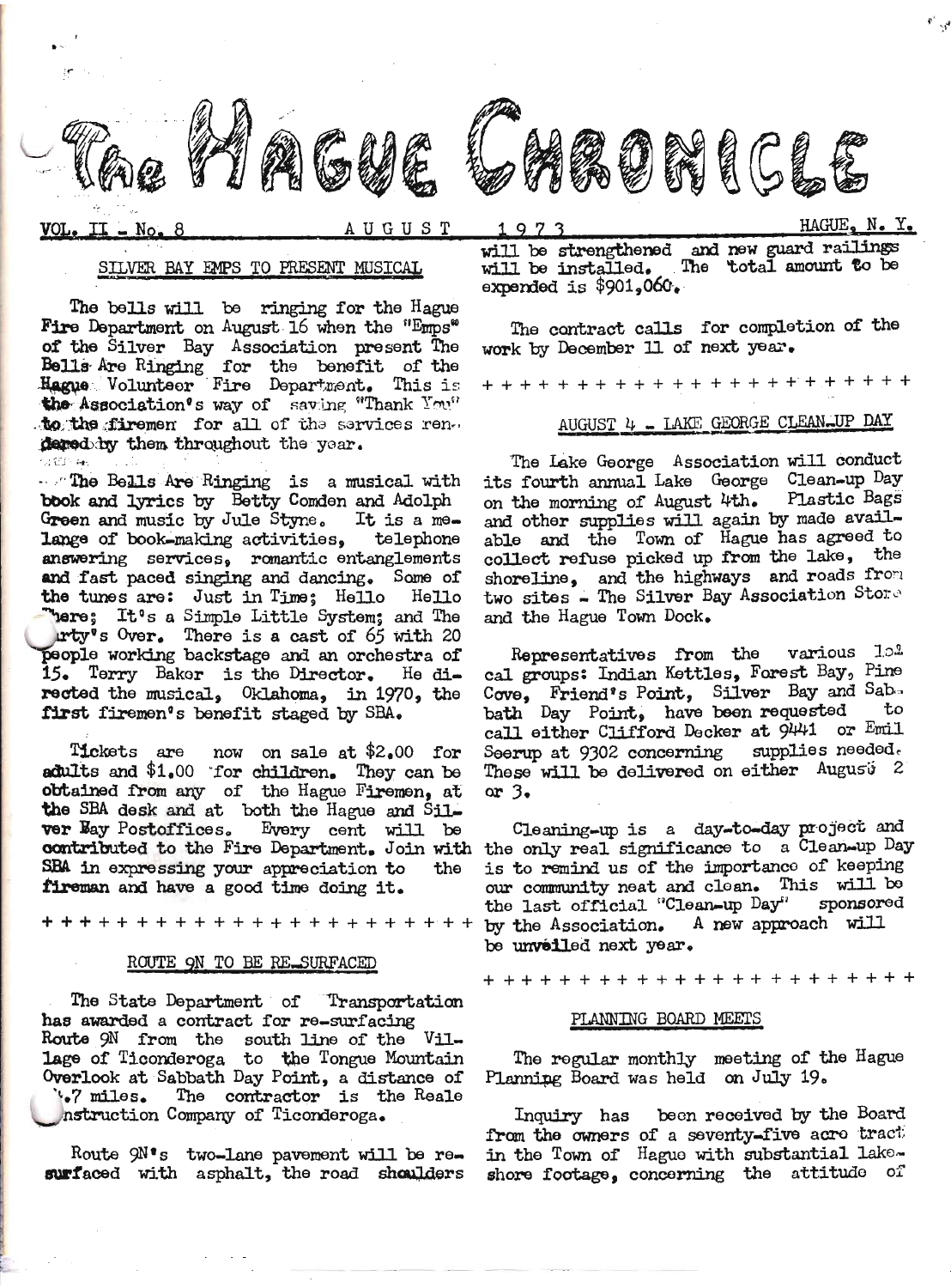# The Hague Chronicle

VOL. II - No. 8 AUGUST 1973 HAGUE, N. Y.

## SILVER BAY EMPS TO PRESENT MUSICAL

The bells will be ringing for the Hague Fire Department on August 16 when the "Emps" of the Silver Bay Association present The Bells Are Ringing for the benefit of the Hague Volunteer Fire Department. This is the Association's way of saying "Thank You" to the firemen for all of the services rendered by them throughout the year.

The Bells Are Ringing is a musical with book and lyrics by Betty Comden and Adolph Green and music by Jule Styne. It is a melange of book-making activities, telephone answering services, romantic entanglements and fast paced singing and dancing. Some of the tunes are: Just in Time; Hello Hello There; It's a Simple Little System; and The Party's Over. There is a cast of 65 with 20 people working backstage and an orchestra of 15. Terry Baker is the Director. He directed the musical, Oklahoma, in 1970, the first firemen's benefit staged by SBA.

Tickets are now on sale at $2.00 for adults and $1.00 for children. They can be obtained from any of the Hague Firemen, at the SBA desk and at both the Hague and Silver Bay Postoffices. Every cent will be contributed to the Fire Department. Join with SBA in expressing your appreciation to the fireman and have a good time doing it.

+ + + + + + + + + + + + + + + + + + + + + + + +

## ROUTE 9N TO BE RE-SURFACED

The State Department of Transportation has awarded a contract for re-surfacing Route 9N from the south line of the Village of Ticonderoga to the Tongue Mountain Overlook at Sabbath Day Point, a distance of ?.7 miles. The contractor is the Reale Construction Company of Ticonderoga.

Route 9N's two-lane pavement will be resurfaced with asphalt, the road shoulders will be strengthened and new guard railings will be installed. The total amount to be expended is $901,060.

The contract calls for completion of the work by December 11 of next year.

+ + + + + + + + + + + + + + + + + + + + + + + +

## AUGUST 4 - LAKE GEORGE CLEAN-UP DAY

The Lake George Association will conduct its fourth annual Lake George Clean-up Day on the morning of August 4th. Plastic Bags and other supplies will again by made available and the Town of Hague has agreed to collect refuse picked up from the lake, the shoreline, and the highways and roads from two sites - The Silver Bay Association Store and the Hague Town Dock.

Representatives from the various local groups: Indian Kettles, Forest Bay, Pine Cove, Friend's Point, Silver Bay and Sabbath Day Point, have been requested to call either Clifford Decker at 9441 or Emil Seerup at 9302 concerning supplies needed. These will be delivered on either August 2 or 3.

Cleaning-up is a day-to-day project and the only real significance to a Clean-up Day is to remind us of the importance of keeping our community neat and clean. This will be the last official "Clean-up Day" sponsored by the Association. A new approach will be unveiled next year.

+ + + + + + + + + + + + + + + + + + + + + + + +

## PLANNING BOARD MEETS

The regular monthly meeting of the Hague Planning Board was held on July 19.

Inquiry has been received by the Board from the owners of a seventy-five acre tract in the Town of Hague with substantial lakeshore footage, concerning the attitude of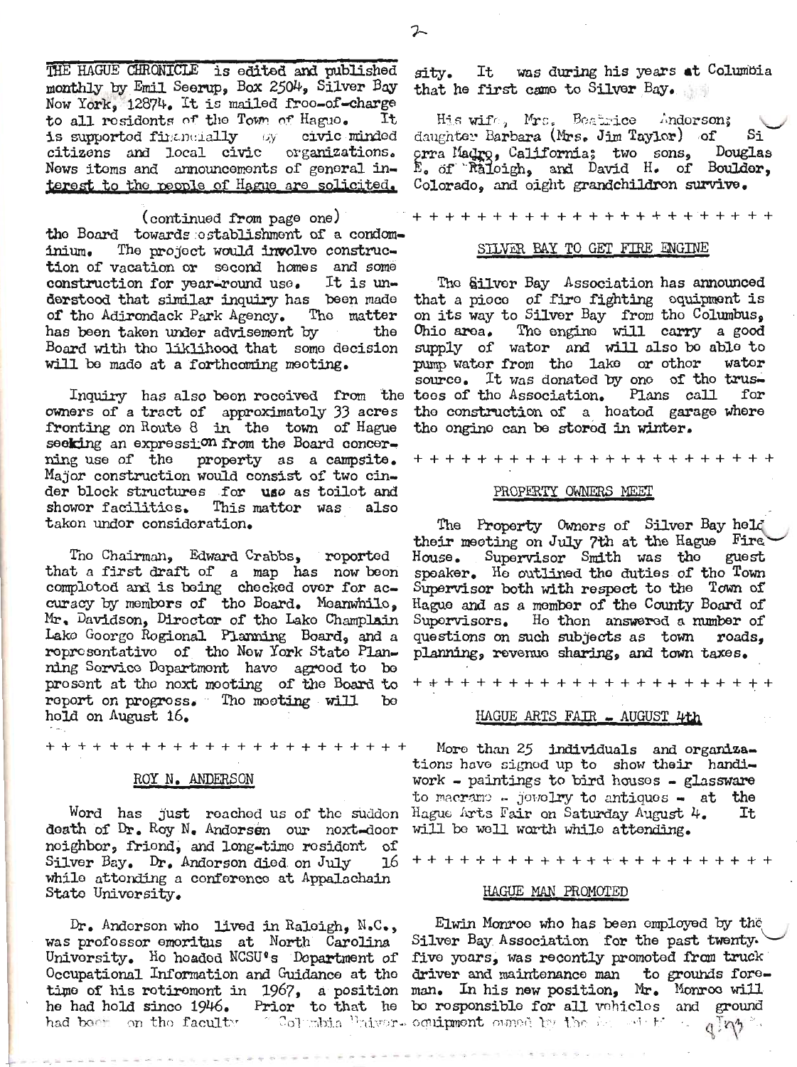THE HAGUE CHRONICLE is edited and published monthly by Emil Seerup, Box 2504, Silver Bay New York, 12874. It is mailed free-of-charge to all residents of the Town of Hague. It is supported financially by civic minded citizens and local civic organizations. News items and announcements of general interest to the people of Hague are solicited.

(continued from page one)

the Board towards establishment of a condominium. The project would involve construction of vacation or second homes and some construction for year-round use. It is understood that similar inquiry has been made of the Adirondack Park Agency. The matter has been taken under advisement by the Board with the liklihood that some decision will be made at a forthcoming meeting.

Inquiry has also been received from the owners of a tract of approximately 33 acres fronting on Route 8 in the town of Hague seeking an expression from the Board concerning use of the property as a campsite. Major construction would consist of two cinder block structures for use as toilet and shower facilities. This matter was also taken under consideration.

The Chairman, Edward Crabbs, reported that a first draft of a map has now been completed and is being checked over for accuracy by members of the Board. Meanwhile, Mr. Davidson, Director of the Lake Champlain Lake George Regional Planning Board, and a representative of the New York State Planning Service Department have agreed to be present at the next meeting of the Board to report on progress. The meeting will be held on August 16.

+ + + + + + + + + + + + + + + + + + + + + + +

## ROY N. ANDERSON

Word has just reached us of the sudden death of Dr. Roy N. Andersen our next-door neighbor, friend, and long-time resident of Silver Bay. Dr. Anderson died on July 16 while attending a conference at Appalachain State University.

Dr. Anderson who lived in Raleigh, N.C., was professor emeritus at North Carolina University. He headed NCSU's Department of Occupational Information and Guidance at the time of his retirement in 1967, a position he had held since 1946. Prior to that he had been on the faculty of Columbia University. It was during his years at Columbia that he first came to Silver Bay.

His wife, Mrs. Beatrice Anderson; daughter Barbara (Mrs. Jim Taylor) of Sierra Madre, California; two sons, Douglas E. of Raleigh, and David H. of Boulder, Colorado, and eight grandchildren survive.

+ + + + + + + + + + + + + + + + + + + + + + +

## SILVER BAY TO GET FIRE ENGINE

The Silver Bay Association has announced that a piece of fire fighting equipment is on its way to Silver Bay from the Columbus, Ohio area. The engine will carry a good supply of water and will also be able to pump water from the lake or other water source. It was donated by one of the trustees of the Association. Plans call for the construction of a heated garage where the engine can be stored in winter.

+ + + + + + + + + + + + + + + + + + + + + + +

## PROPERTY OWNERS MEET

The Property Owners of Silver Bay held their meeting on July 7th at the Hague Fire House. Supervisor Smith was the guest speaker. He outlined the duties of the Town Supervisor both with respect to the Town of Hague and as a member of the County Board of Supervisors. He then answered a number of questions on such subjects as town roads, planning, revenue sharing, and town taxes.

+ + + + + + + + + + + + + + + + + + + + + + +

## HAGUE ARTS FAIR - AUGUST 4th

More than 25 individuals and organizations have signed up to show their handiwork - paintings to bird houses - glassware to macrame - jewelry to antiques - at the Hague Arts Fair on Saturday August 4. It will be well worth while attending.

+ + + + + + + + + + + + + + + + + + + + + + +

## HAGUE MAN PROMOTED

Elwin Monroe who has been employed by the Silver Bay Association for the past twenty-five years, was recently promoted from truck driver and maintenance man to grounds foreman. In his new position, Mr. Monroe will be responsible for all vehicles and ground equipment owned by the As...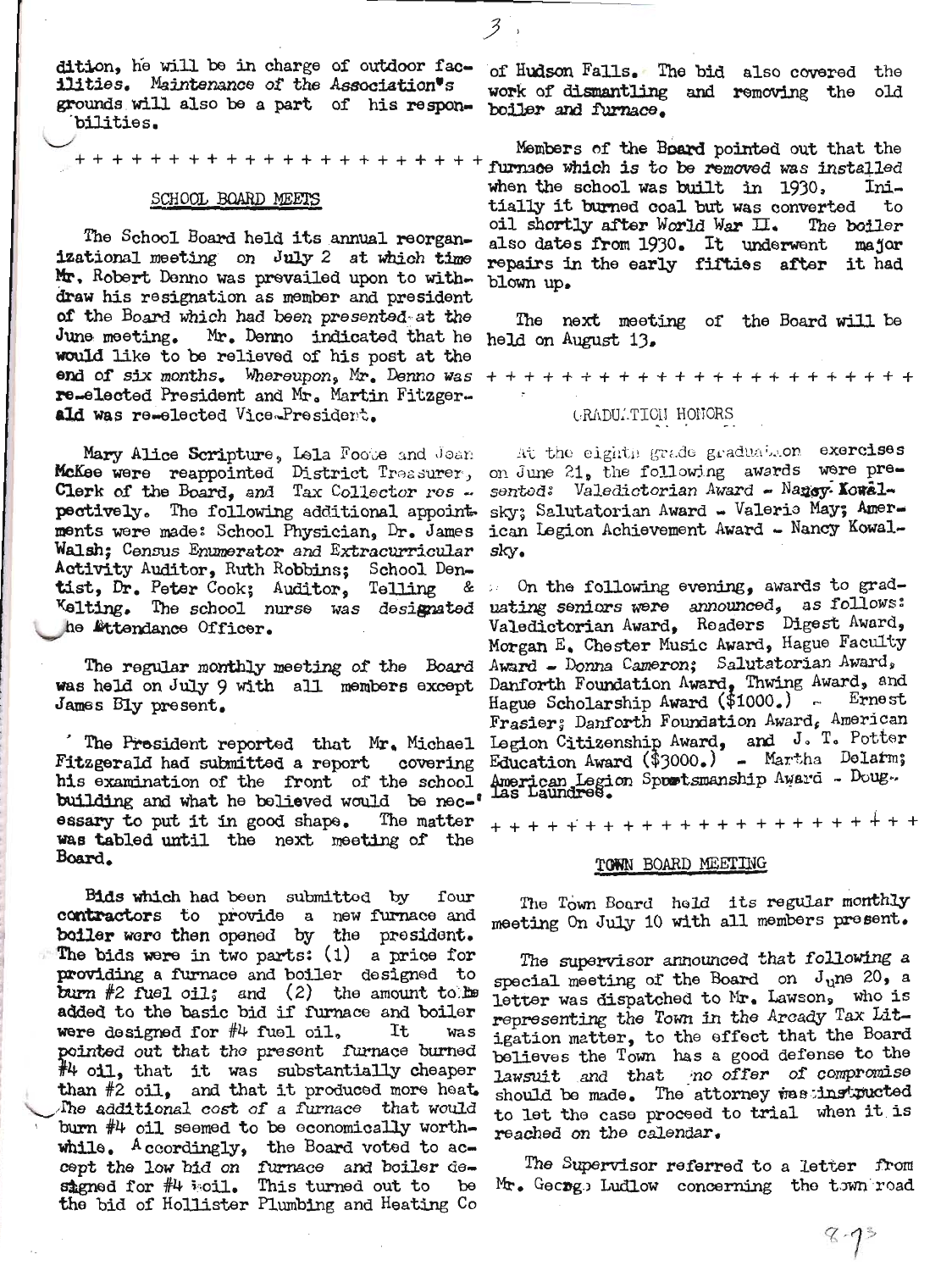dition, he will be in charge of outdoor facilities. Maintenance of the Association's grounds will also be a part of his responsibilities.

+ + + + + + + + + + + + + + + + + + + + + +

## SCHOOL BOARD MEETS

The School Board held its annual reorganizational meeting on July 2 at which time Mr. Robert Denno was prevailed upon to withdraw his resignation as member and president of the Board which had been presented at the June meeting. Mr. Denno indicated that he would like to be relieved of his post at the end of six months. Whereupon, Mr. Denno was re-elected President and Mr. Martin Fitzgerald was re-elected Vice-President.

Mary Alice Scripture, Lela Foote and Jean McKee were reappointed District Treasurer, Clerk of the Board, and Tax Collector respectively. The following additional appointments were made: School Physician, Dr. James Walsh; Census Enumerator and Extracurricular Activity Auditor, Ruth Robbins; School Dentist, Dr. Peter Cook; Auditor, Telling & Kelting. The school nurse was designated the Attendance Officer.

The regular monthly meeting of the Board was held on July 9 with all members except James Bly present.

The President reported that Mr. Michael Fitzgerald had submitted a report covering his examination of the front of the school building and what he believed would be necessary to put it in good shape. The matter was tabled until the next meeting of the Board.

Bids which had been submitted by four contractors to provide a new furnace and boiler were then opened by the president. The bids were in two parts: (1) a price for providing a furnace and boiler designed to burn #2 fuel oil; and (2) the amount to be added to the basic bid if furnace and boiler were designed for #4 fuel oil. It was pointed out that the present furnace burned #4 oil, that it was substantially cheaper than #2 oil, and that it produced more heat. The additional cost of a furnace that would burn #4 oil seemed to be economically worthwhile. Accordingly, the Board voted to accept the low bid on furnace and boiler designed for #4 oil. This turned out to be the bid of Hollister Plumbing and Heating Co of Hudson Falls. The bid also covered the work of dismantling and removing the old boiler and furnace.

Members of the Board pointed out that the furnace which is to be removed was installed when the school was built in 1930. Initially it burned coal but was converted to oil shortly after World War II. The boiler also dates from 1930. It underwent major repairs in the early fifties after it had blown up.

The next meeting of the Board will be held on August 13.

+ + + + + + + + + + + + + + + + + + + + + + +

## GRADUATION HONORS

At the eighth grade graduation exercises on June 21, the following awards were presented: Valedictorian Award - Nancy Kowalsky; Salutatorian Award - Valerie May; American Legion Achievement Award - Nancy Kowalsky.

On the following evening, awards to graduating seniors were announced, as follows: Valedictorian Award, Readers Digest Award, Morgan E. Chester Music Award, Hague Faculty Award - Donna Cameron; Salutatorian Award, Danforth Foundation Award, Thwing Award, and Hague Scholarship Award ($1000.) - Ernest Frasier; Danforth Foundation Award, American Legion Citizenship Award, and J. T. Potter Education Award ($3000.) - Martha Delarm; American Legion Sportsmanship Award - Douglas Laundree.

+ + + + + + + + + + + + + + + + + + + + + + +

## TOWN BOARD MEETING

The Town Board held its regular monthly meeting On July 10 with all members present.

The supervisor announced that following a special meeting of the Board on June 20, a letter was dispatched to Mr. Lawson, who is representing the Town in the Arcady Tax Litigation matter, to the effect that the Board believes the Town has a good defense to the lawsuit and that no offer of compromise should be made. The attorney was instructed to let the case proceed to trial when it is reached on the calendar.

The Supervisor referred to a letter from Mr. George Ludlow concerning the town road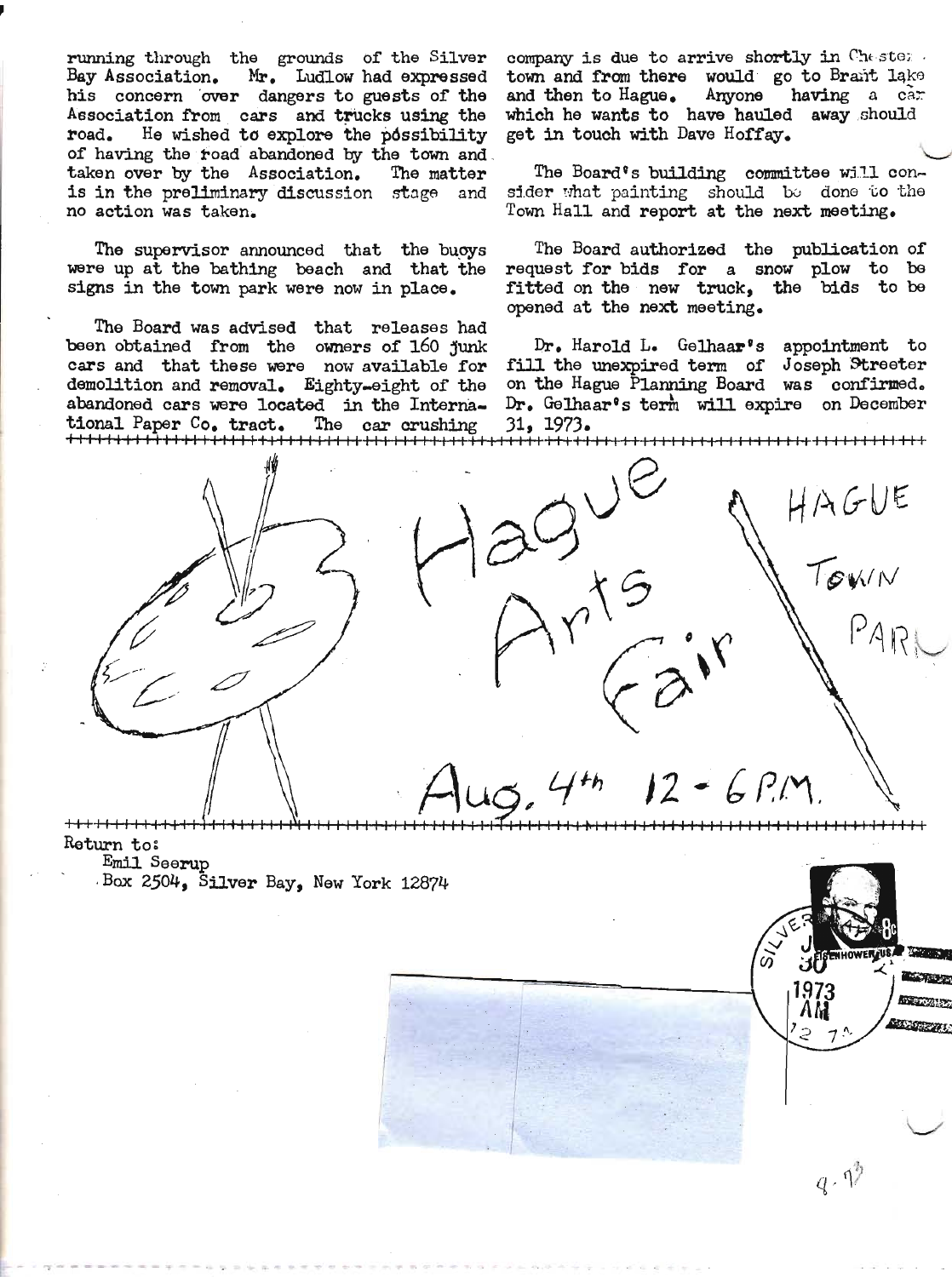running through the grounds of the Silver Bay Association. Mr. Ludlow had expressed his concern over dangers to guests of the Association from cars and trucks using the road. He wished to explore the possibility of having the road abandoned by the town and taken over by the Association. The matter is in the preliminary discussion stage and no action was taken.

The supervisor announced that the buoys were up at the bathing beach and that the signs in the town park were now in place.

The Board was advised that releases had been obtained from the owners of 160 junk cars and that these were now available for demolition and removal. Eighty-eight of the abandoned cars were located in the International Paper Co. tract. The car crushing company is due to arrive shortly in Chester town and from there would go to Brant lake and then to Hague. Anyone having a car which he wants to have hauled away should get in touch with Dave Hoffay.

The Board's building committee will consider what painting should be done to the Town Hall and report at the next meeting.

The Board authorized the publication of request for bids for a snow plow to be fitted on the new truck, the bids to be opened at the next meeting.

Dr. Harold L. Gelhaar's appointment to fill the unexpired term of Joseph Streeter on the Hague Planning Board was confirmed. Dr. Gelhaar's term will expire on December 31, 1973.

---

Hague Arts Fair

HAGUE TOWN PARK

Aug. 4th 12 - 6 P.M.

---

Return to:
Emil Seerup
Box 2504, Silver Bay, New York 12874

SILVER BAY, N.Y. JUL 30 1973 AM 12874

8¢ EISENHOWER USA

8-73